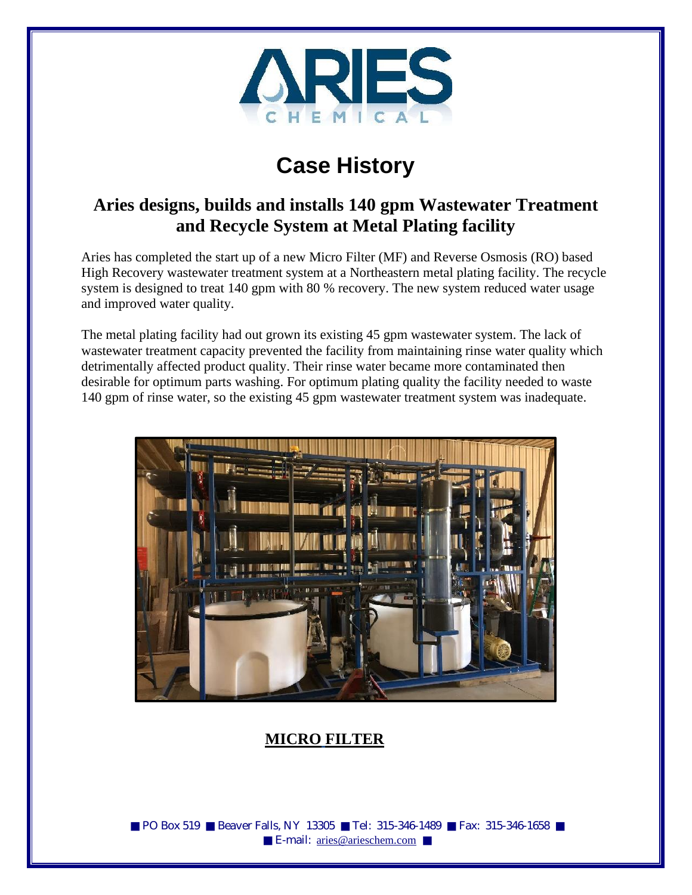# Case History

## Aries designs, builds and installs 140 gpm Wastewater Treatment and Recycle System at Metal Plating facility

Aries has completed the start up of a new Micro Filter (MF) and Reverse Osmosis (RO) based High Recovery wastewater treatment system at a Northeastern metal plating facility. The recycle system is designed to treat 140 gpm with 80 % recovery. The new system reduced water usage and improved water quality.

The metal plating facility had out grown its existing 45 gpm wastewater system. The lack of wastewater treatment capacity prevented the facility from maintaining rinse water quality which detrimentally affected product quality. Their rinse water became more contaminated then desirable for optimum parts washing. For optimum plating quality the facility needed to waste 140 gpm of rinse water, so the existing 45 gpm wastewater treatment system was inadequate.

**MICRO FILTER**

■ PO Box 519 ■ Beaver Falls, NY 13305 ■ Tel: 315-346-1489 ■ Fax: 315-346-1658 ■
■ E-mail: aries@arieschem.com ■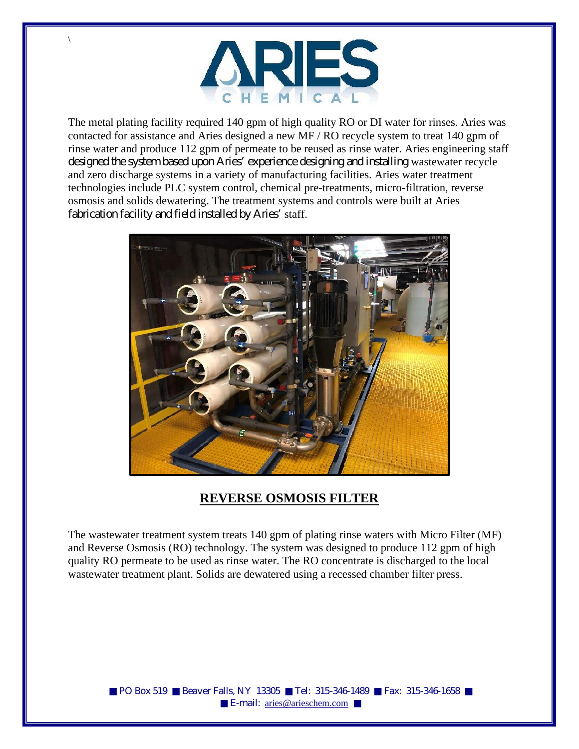The metal plating facility required 140 gpm of high quality RO or DI water for rinses. Aries was contacted for assistance and Aries designed a new MF / RO recycle system to treat 140 gpm of rinse water and produce 112 gpm of permeate to be reused as rinse water. Aries engineering staff designed the system based upon Aries' experience designing and installing wastewater recycle and zero discharge systems in a variety of manufacturing facilities. Aries water treatment technologies include PLC system control, chemical pre-treatments, micro-filtration, reverse osmosis and solids dewatering. The treatment systems and controls were built at Aries fabrication facility and field installed by Aries' staff.

## REVERSE OSMOSIS FILTER

The wastewater treatment system treats 140 gpm of plating rinse waters with Micro Filter (MF) and Reverse Osmosis (RO) technology. The system was designed to produce 112 gpm of high quality RO permeate to be used as rinse water. The RO concentrate is discharged to the local wastewater treatment plant. Solids are dewatered using a recessed chamber filter press.

■ PO Box 519 ■ Beaver Falls, NY 13305 ■ Tel: 315-346-1489 ■ Fax: 315-346-1658 ■
■ E-mail: aries@arieschem.com ■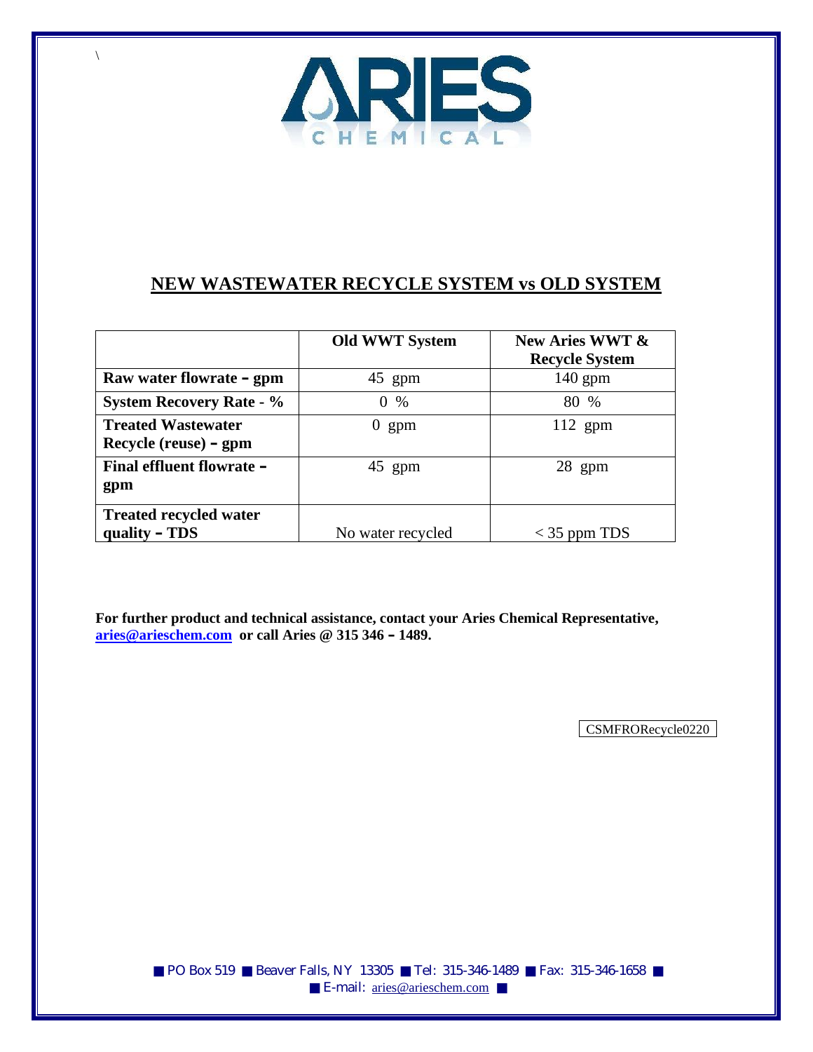## NEW WASTEWATER RECYCLE SYSTEM vs OLD SYSTEM

| | Old WWT System | New Aries WWT & Recycle System |
|---|---|---|
| **Raw water flowrate – gpm** | 45 gpm | 140 gpm |
| **System Recovery Rate - %** | 0 % | 80 % |
| **Treated Wastewater Recycle (reuse) – gpm** | 0 gpm | 112 gpm |
| **Final effluent flowrate – gpm** | 45 gpm | 28 gpm |
| **Treated recycled water quality – TDS** | No water recycled | < 35 ppm TDS |

**For further product and technical assistance, contact your Aries Chemical Representative, aries@arieschem.com or call Aries @ 315 346 – 1489.**

CSMFRORecycle0220

PO Box 519 Beaver Falls, NY 13305 Tel: 315-346-1489 Fax: 315-346-1658 E-mail: aries@arieschem.com